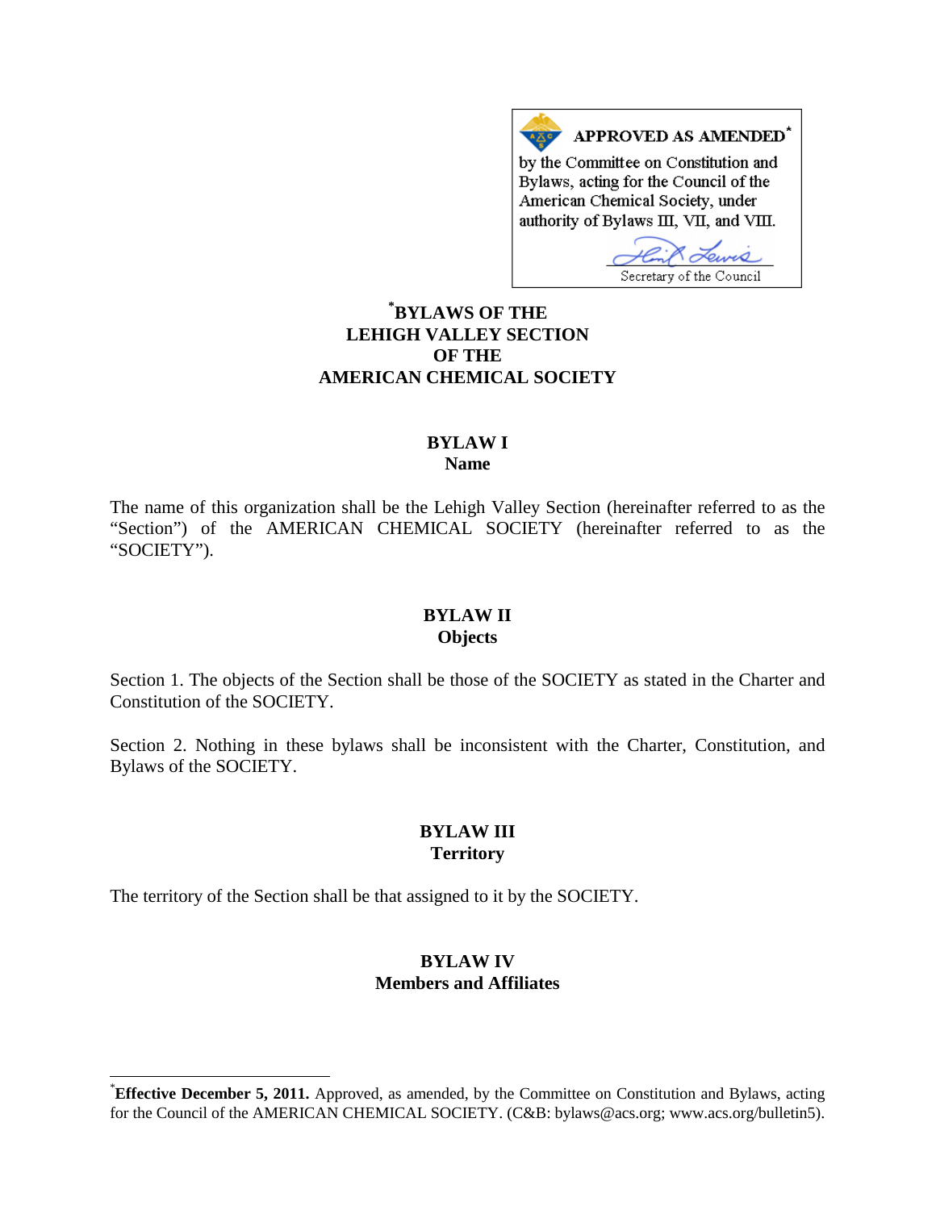**APPROVED AS AMENDED***

by the Committee on Constitution and Bylaws, acting for the Council of the American Chemical Society, under authority of Bylaws III, VII, and VIII.

Secretary of the Council

# *BYLAWS OF THE LEHIGH VALLEY SECTION OF THE AMERICAN CHEMICAL SOCIETY

## BYLAW I
## Name

The name of this organization shall be the Lehigh Valley Section (hereinafter referred to as the "Section") of the AMERICAN CHEMICAL SOCIETY (hereinafter referred to as the "SOCIETY").

## BYLAW II
## Objects

Section 1. The objects of the Section shall be those of the SOCIETY as stated in the Charter and Constitution of the SOCIETY.

Section 2. Nothing in these bylaws shall be inconsistent with the Charter, Constitution, and Bylaws of the SOCIETY.

## BYLAW III
## Territory

The territory of the Section shall be that assigned to it by the SOCIETY.

## BYLAW IV
## Members and Affiliates

---

***Effective December 5, 2011.** Approved, as amended, by the Committee on Constitution and Bylaws, acting for the Council of the AMERICAN CHEMICAL SOCIETY. (C&B: bylaws@acs.org; www.acs.org/bulletin5).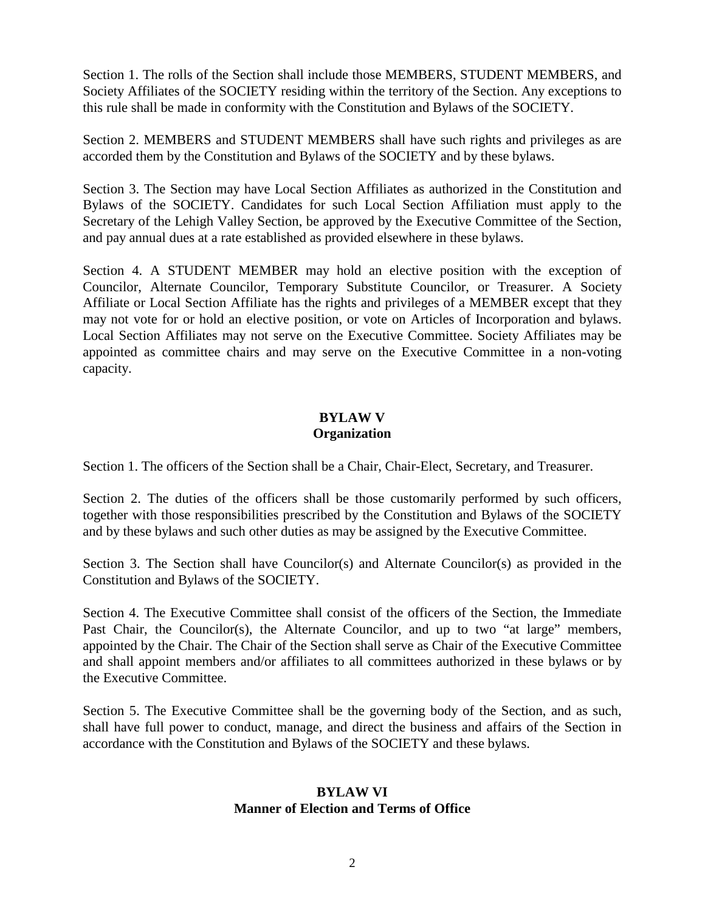Section 1. The rolls of the Section shall include those MEMBERS, STUDENT MEMBERS, and Society Affiliates of the SOCIETY residing within the territory of the Section. Any exceptions to this rule shall be made in conformity with the Constitution and Bylaws of the SOCIETY.

Section 2. MEMBERS and STUDENT MEMBERS shall have such rights and privileges as are accorded them by the Constitution and Bylaws of the SOCIETY and by these bylaws.

Section 3. The Section may have Local Section Affiliates as authorized in the Constitution and Bylaws of the SOCIETY. Candidates for such Local Section Affiliation must apply to the Secretary of the Lehigh Valley Section, be approved by the Executive Committee of the Section, and pay annual dues at a rate established as provided elsewhere in these bylaws.

Section 4. A STUDENT MEMBER may hold an elective position with the exception of Councilor, Alternate Councilor, Temporary Substitute Councilor, or Treasurer. A Society Affiliate or Local Section Affiliate has the rights and privileges of a MEMBER except that they may not vote for or hold an elective position, or vote on Articles of Incorporation and bylaws. Local Section Affiliates may not serve on the Executive Committee. Society Affiliates may be appointed as committee chairs and may serve on the Executive Committee in a non-voting capacity.

## BYLAW V
## Organization

Section 1. The officers of the Section shall be a Chair, Chair-Elect, Secretary, and Treasurer.

Section 2. The duties of the officers shall be those customarily performed by such officers, together with those responsibilities prescribed by the Constitution and Bylaws of the SOCIETY and by these bylaws and such other duties as may be assigned by the Executive Committee.

Section 3. The Section shall have Councilor(s) and Alternate Councilor(s) as provided in the Constitution and Bylaws of the SOCIETY.

Section 4. The Executive Committee shall consist of the officers of the Section, the Immediate Past Chair, the Councilor(s), the Alternate Councilor, and up to two "at large" members, appointed by the Chair. The Chair of the Section shall serve as Chair of the Executive Committee and shall appoint members and/or affiliates to all committees authorized in these bylaws or by the Executive Committee.

Section 5. The Executive Committee shall be the governing body of the Section, and as such, shall have full power to conduct, manage, and direct the business and affairs of the Section in accordance with the Constitution and Bylaws of the SOCIETY and these bylaws.

## BYLAW VI
## Manner of Election and Terms of Office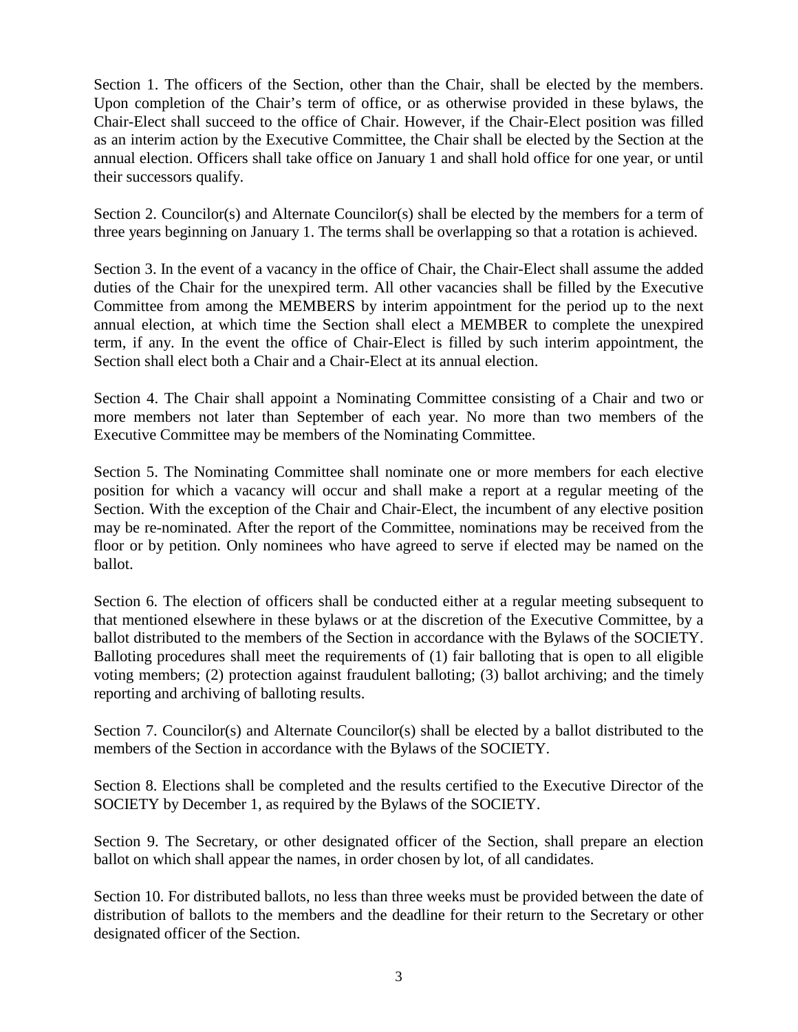Section 1. The officers of the Section, other than the Chair, shall be elected by the members. Upon completion of the Chair's term of office, or as otherwise provided in these bylaws, the Chair-Elect shall succeed to the office of Chair. However, if the Chair-Elect position was filled as an interim action by the Executive Committee, the Chair shall be elected by the Section at the annual election. Officers shall take office on January 1 and shall hold office for one year, or until their successors qualify.

Section 2. Councilor(s) and Alternate Councilor(s) shall be elected by the members for a term of three years beginning on January 1. The terms shall be overlapping so that a rotation is achieved.

Section 3. In the event of a vacancy in the office of Chair, the Chair-Elect shall assume the added duties of the Chair for the unexpired term. All other vacancies shall be filled by the Executive Committee from among the MEMBERS by interim appointment for the period up to the next annual election, at which time the Section shall elect a MEMBER to complete the unexpired term, if any. In the event the office of Chair-Elect is filled by such interim appointment, the Section shall elect both a Chair and a Chair-Elect at its annual election.

Section 4. The Chair shall appoint a Nominating Committee consisting of a Chair and two or more members not later than September of each year. No more than two members of the Executive Committee may be members of the Nominating Committee.

Section 5. The Nominating Committee shall nominate one or more members for each elective position for which a vacancy will occur and shall make a report at a regular meeting of the Section. With the exception of the Chair and Chair-Elect, the incumbent of any elective position may be re-nominated. After the report of the Committee, nominations may be received from the floor or by petition. Only nominees who have agreed to serve if elected may be named on the ballot.

Section 6. The election of officers shall be conducted either at a regular meeting subsequent to that mentioned elsewhere in these bylaws or at the discretion of the Executive Committee, by a ballot distributed to the members of the Section in accordance with the Bylaws of the SOCIETY. Balloting procedures shall meet the requirements of (1) fair balloting that is open to all eligible voting members; (2) protection against fraudulent balloting; (3) ballot archiving; and the timely reporting and archiving of balloting results.

Section 7. Councilor(s) and Alternate Councilor(s) shall be elected by a ballot distributed to the members of the Section in accordance with the Bylaws of the SOCIETY.

Section 8. Elections shall be completed and the results certified to the Executive Director of the SOCIETY by December 1, as required by the Bylaws of the SOCIETY.

Section 9. The Secretary, or other designated officer of the Section, shall prepare an election ballot on which shall appear the names, in order chosen by lot, of all candidates.

Section 10. For distributed ballots, no less than three weeks must be provided between the date of distribution of ballots to the members and the deadline for their return to the Secretary or other designated officer of the Section.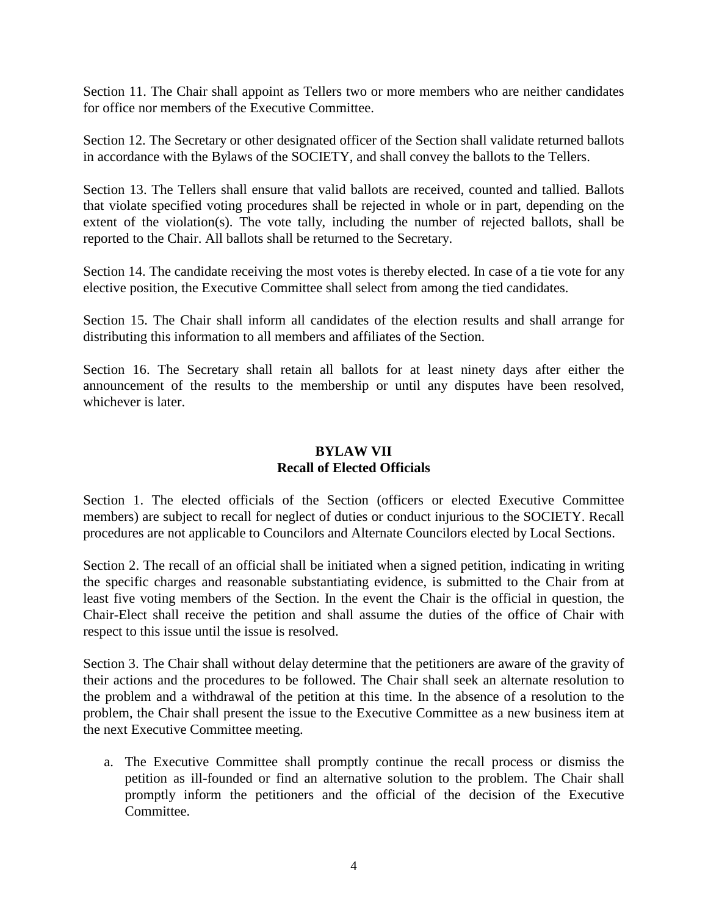Section 11. The Chair shall appoint as Tellers two or more members who are neither candidates for office nor members of the Executive Committee.

Section 12. The Secretary or other designated officer of the Section shall validate returned ballots in accordance with the Bylaws of the SOCIETY, and shall convey the ballots to the Tellers.

Section 13. The Tellers shall ensure that valid ballots are received, counted and tallied. Ballots that violate specified voting procedures shall be rejected in whole or in part, depending on the extent of the violation(s). The vote tally, including the number of rejected ballots, shall be reported to the Chair. All ballots shall be returned to the Secretary.

Section 14. The candidate receiving the most votes is thereby elected. In case of a tie vote for any elective position, the Executive Committee shall select from among the tied candidates.

Section 15. The Chair shall inform all candidates of the election results and shall arrange for distributing this information to all members and affiliates of the Section.

Section 16. The Secretary shall retain all ballots for at least ninety days after either the announcement of the results to the membership or until any disputes have been resolved, whichever is later.

## BYLAW VII
## Recall of Elected Officials

Section 1. The elected officials of the Section (officers or elected Executive Committee members) are subject to recall for neglect of duties or conduct injurious to the SOCIETY. Recall procedures are not applicable to Councilors and Alternate Councilors elected by Local Sections.

Section 2. The recall of an official shall be initiated when a signed petition, indicating in writing the specific charges and reasonable substantiating evidence, is submitted to the Chair from at least five voting members of the Section. In the event the Chair is the official in question, the Chair-Elect shall receive the petition and shall assume the duties of the office of Chair with respect to this issue until the issue is resolved.

Section 3. The Chair shall without delay determine that the petitioners are aware of the gravity of their actions and the procedures to be followed. The Chair shall seek an alternate resolution to the problem and a withdrawal of the petition at this time. In the absence of a resolution to the problem, the Chair shall present the issue to the Executive Committee as a new business item at the next Executive Committee meeting.

a. The Executive Committee shall promptly continue the recall process or dismiss the petition as ill-founded or find an alternative solution to the problem. The Chair shall promptly inform the petitioners and the official of the decision of the Executive Committee.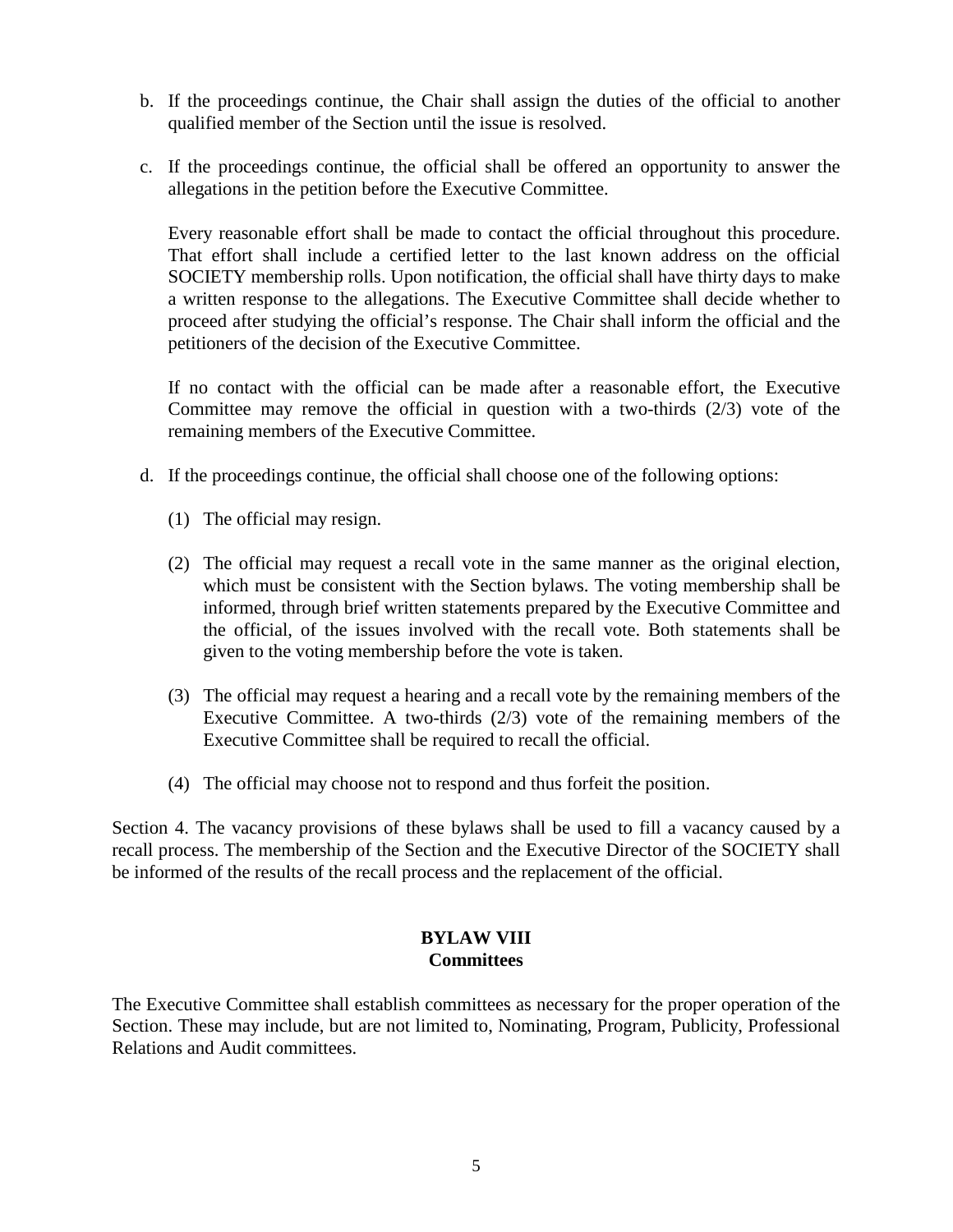b. If the proceedings continue, the Chair shall assign the duties of the official to another qualified member of the Section until the issue is resolved.

c. If the proceedings continue, the official shall be offered an opportunity to answer the allegations in the petition before the Executive Committee.

   Every reasonable effort shall be made to contact the official throughout this procedure. That effort shall include a certified letter to the last known address on the official SOCIETY membership rolls. Upon notification, the official shall have thirty days to make a written response to the allegations. The Executive Committee shall decide whether to proceed after studying the official's response. The Chair shall inform the official and the petitioners of the decision of the Executive Committee.

   If no contact with the official can be made after a reasonable effort, the Executive Committee may remove the official in question with a two-thirds (2/3) vote of the remaining members of the Executive Committee.

d. If the proceedings continue, the official shall choose one of the following options:

   (1) The official may resign.

   (2) The official may request a recall vote in the same manner as the original election, which must be consistent with the Section bylaws. The voting membership shall be informed, through brief written statements prepared by the Executive Committee and the official, of the issues involved with the recall vote. Both statements shall be given to the voting membership before the vote is taken.

   (3) The official may request a hearing and a recall vote by the remaining members of the Executive Committee. A two-thirds (2/3) vote of the remaining members of the Executive Committee shall be required to recall the official.

   (4) The official may choose not to respond and thus forfeit the position.

Section 4. The vacancy provisions of these bylaws shall be used to fill a vacancy caused by a recall process. The membership of the Section and the Executive Director of the SOCIETY shall be informed of the results of the recall process and the replacement of the official.

## BYLAW VIII
## Committees

The Executive Committee shall establish committees as necessary for the proper operation of the Section. These may include, but are not limited to, Nominating, Program, Publicity, Professional Relations and Audit committees.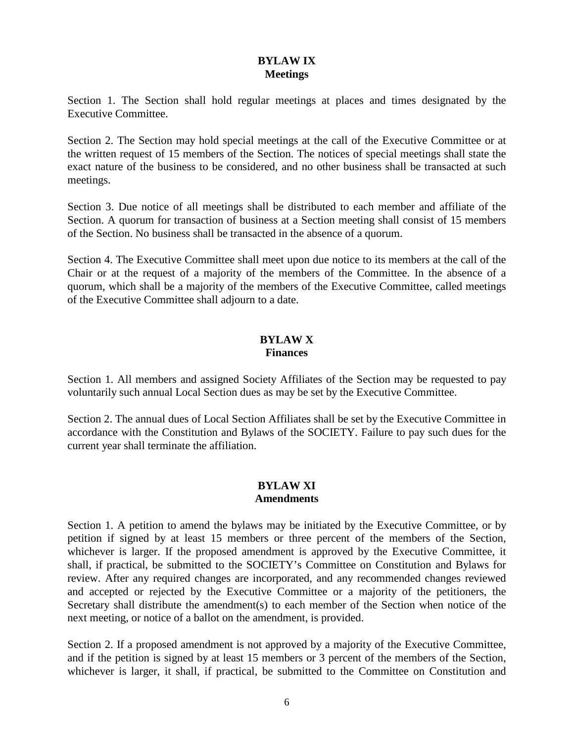## BYLAW IX
## Meetings

Section 1. The Section shall hold regular meetings at places and times designated by the Executive Committee.

Section 2. The Section may hold special meetings at the call of the Executive Committee or at the written request of 15 members of the Section. The notices of special meetings shall state the exact nature of the business to be considered, and no other business shall be transacted at such meetings.

Section 3. Due notice of all meetings shall be distributed to each member and affiliate of the Section. A quorum for transaction of business at a Section meeting shall consist of 15 members of the Section. No business shall be transacted in the absence of a quorum.

Section 4. The Executive Committee shall meet upon due notice to its members at the call of the Chair or at the request of a majority of the members of the Committee. In the absence of a quorum, which shall be a majority of the members of the Executive Committee, called meetings of the Executive Committee shall adjourn to a date.

## BYLAW X
## Finances

Section 1. All members and assigned Society Affiliates of the Section may be requested to pay voluntarily such annual Local Section dues as may be set by the Executive Committee.

Section 2. The annual dues of Local Section Affiliates shall be set by the Executive Committee in accordance with the Constitution and Bylaws of the SOCIETY. Failure to pay such dues for the current year shall terminate the affiliation.

## BYLAW XI
## Amendments

Section 1. A petition to amend the bylaws may be initiated by the Executive Committee, or by petition if signed by at least 15 members or three percent of the members of the Section, whichever is larger. If the proposed amendment is approved by the Executive Committee, it shall, if practical, be submitted to the SOCIETY's Committee on Constitution and Bylaws for review. After any required changes are incorporated, and any recommended changes reviewed and accepted or rejected by the Executive Committee or a majority of the petitioners, the Secretary shall distribute the amendment(s) to each member of the Section when notice of the next meeting, or notice of a ballot on the amendment, is provided.

Section 2. If a proposed amendment is not approved by a majority of the Executive Committee, and if the petition is signed by at least 15 members or 3 percent of the members of the Section, whichever is larger, it shall, if practical, be submitted to the Committee on Constitution and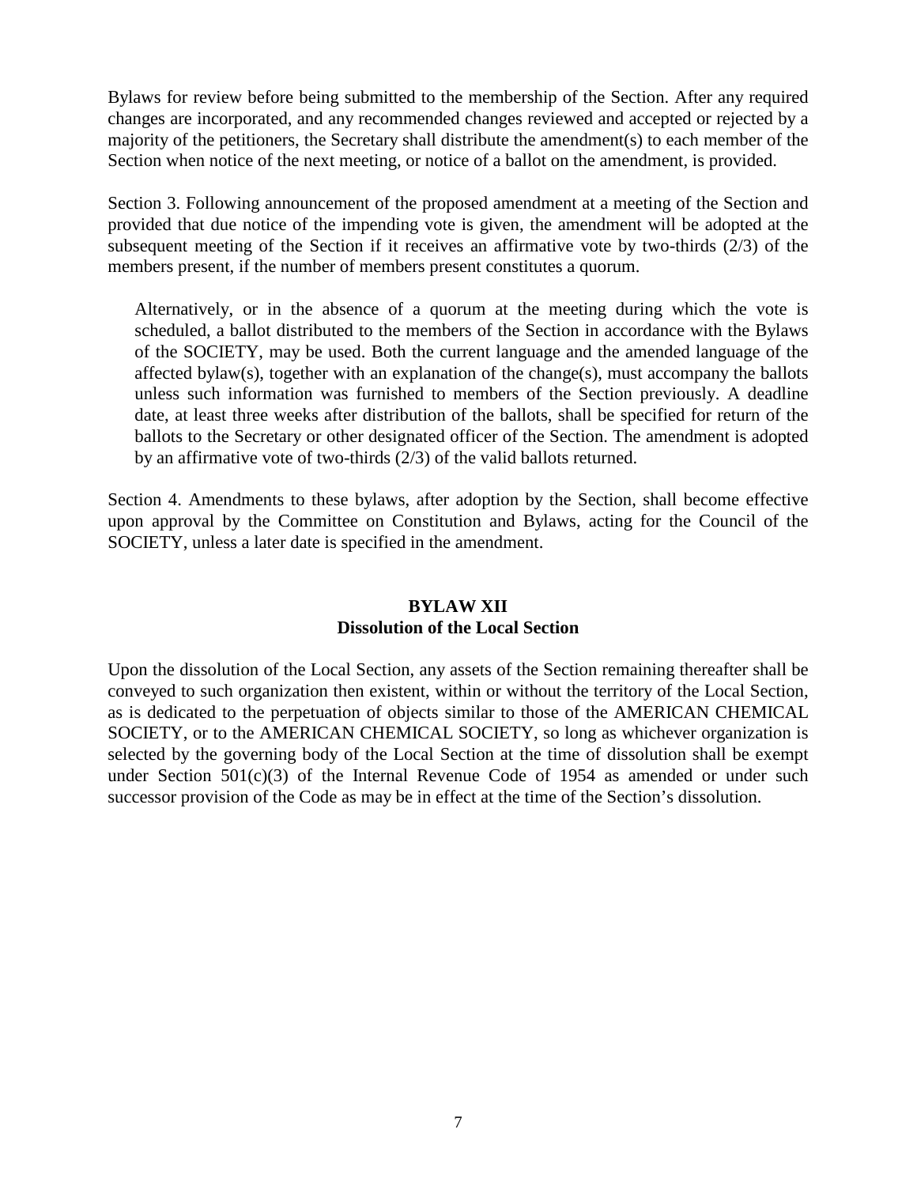Bylaws for review before being submitted to the membership of the Section. After any required changes are incorporated, and any recommended changes reviewed and accepted or rejected by a majority of the petitioners, the Secretary shall distribute the amendment(s) to each member of the Section when notice of the next meeting, or notice of a ballot on the amendment, is provided.

Section 3. Following announcement of the proposed amendment at a meeting of the Section and provided that due notice of the impending vote is given, the amendment will be adopted at the subsequent meeting of the Section if it receives an affirmative vote by two-thirds (2/3) of the members present, if the number of members present constitutes a quorum.

> Alternatively, or in the absence of a quorum at the meeting during which the vote is scheduled, a ballot distributed to the members of the Section in accordance with the Bylaws of the SOCIETY, may be used. Both the current language and the amended language of the affected bylaw(s), together with an explanation of the change(s), must accompany the ballots unless such information was furnished to members of the Section previously. A deadline date, at least three weeks after distribution of the ballots, shall be specified for return of the ballots to the Secretary or other designated officer of the Section. The amendment is adopted by an affirmative vote of two-thirds (2/3) of the valid ballots returned.

Section 4. Amendments to these bylaws, after adoption by the Section, shall become effective upon approval by the Committee on Constitution and Bylaws, acting for the Council of the SOCIETY, unless a later date is specified in the amendment.

## BYLAW XII
## Dissolution of the Local Section

Upon the dissolution of the Local Section, any assets of the Section remaining thereafter shall be conveyed to such organization then existent, within or without the territory of the Local Section, as is dedicated to the perpetuation of objects similar to those of the AMERICAN CHEMICAL SOCIETY, or to the AMERICAN CHEMICAL SOCIETY, so long as whichever organization is selected by the governing body of the Local Section at the time of dissolution shall be exempt under Section 501(c)(3) of the Internal Revenue Code of 1954 as amended or under such successor provision of the Code as may be in effect at the time of the Section's dissolution.